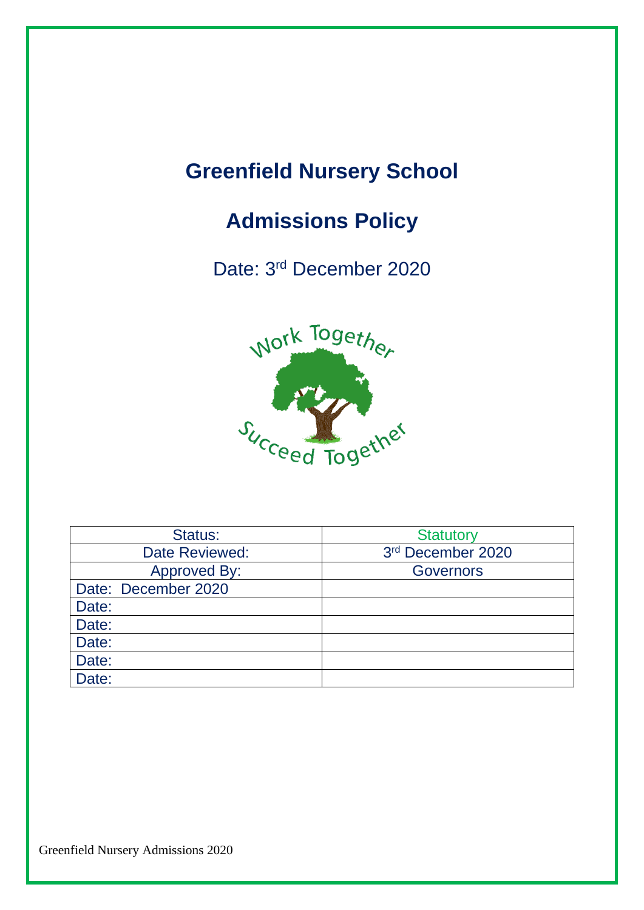# Greenfield Nursery School

## Admissions Policy

Date: 3rd December 2020

Work Together

Succeed Together

| Status: | Statutory |
| --- | --- |
| Date Reviewed: | 3rd December 2020 |
| Approved By: | Governors |
| Date: December 2020 | |
| Date: | |
| Date: | |
| Date: | |
| Date: | |
| Date: | |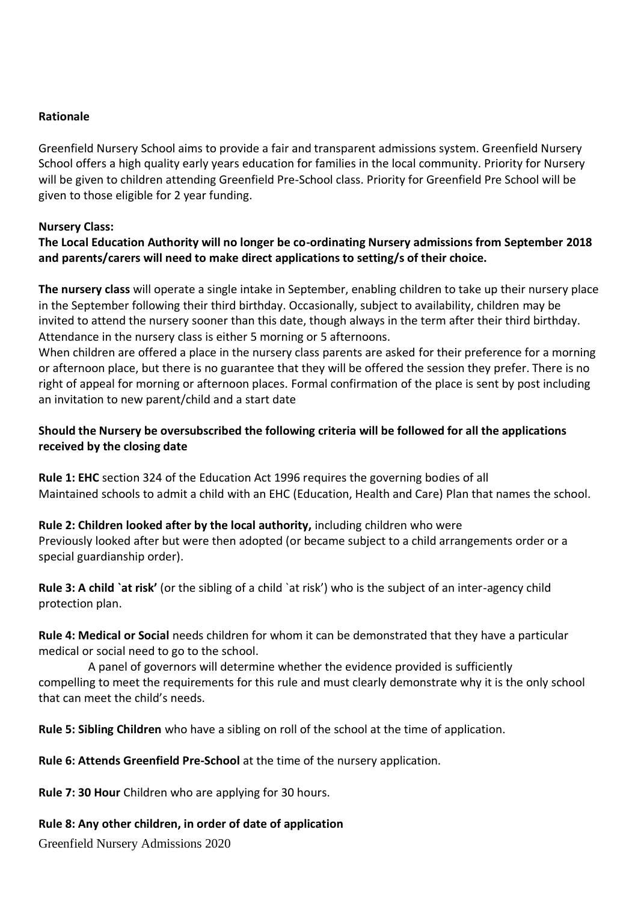**Rationale**

Greenfield Nursery School aims to provide a fair and transparent admissions system. Greenfield Nursery School offers a high quality early years education for families in the local community. Priority for Nursery will be given to children attending Greenfield Pre-School class. Priority for Greenfield Pre School will be given to those eligible for 2 year funding.

**Nursery Class:**

**The Local Education Authority will no longer be co-ordinating Nursery admissions from September 2018 and parents/carers will need to make direct applications to setting/s of their choice.**

**The nursery class** will operate a single intake in September, enabling children to take up their nursery place in the September following their third birthday. Occasionally, subject to availability, children may be invited to attend the nursery sooner than this date, though always in the term after their third birthday. Attendance in the nursery class is either 5 morning or 5 afternoons.

When children are offered a place in the nursery class parents are asked for their preference for a morning or afternoon place, but there is no guarantee that they will be offered the session they prefer. There is no right of appeal for morning or afternoon places. Formal confirmation of the place is sent by post including an invitation to new parent/child and a start date

**Should the Nursery be oversubscribed the following criteria will be followed for all the applications received by the closing date**

**Rule 1: EHC** section 324 of the Education Act 1996 requires the governing bodies of all Maintained schools to admit a child with an EHC (Education, Health and Care) Plan that names the school.

**Rule 2: Children looked after by the local authority,** including children who were Previously looked after but were then adopted (or became subject to a child arrangements order or a special guardianship order).

**Rule 3: A child `at risk'** (or the sibling of a child `at risk') who is the subject of an inter-agency child protection plan.

**Rule 4: Medical or Social** needs children for whom it can be demonstrated that they have a particular medical or social need to go to the school.

A panel of governors will determine whether the evidence provided is sufficiently compelling to meet the requirements for this rule and must clearly demonstrate why it is the only school that can meet the child's needs.

**Rule 5: Sibling Children** who have a sibling on roll of the school at the time of application.

**Rule 6: Attends Greenfield Pre-School** at the time of the nursery application.

**Rule 7: 30 Hour** Children who are applying for 30 hours.

**Rule 8: Any other children, in order of date of application**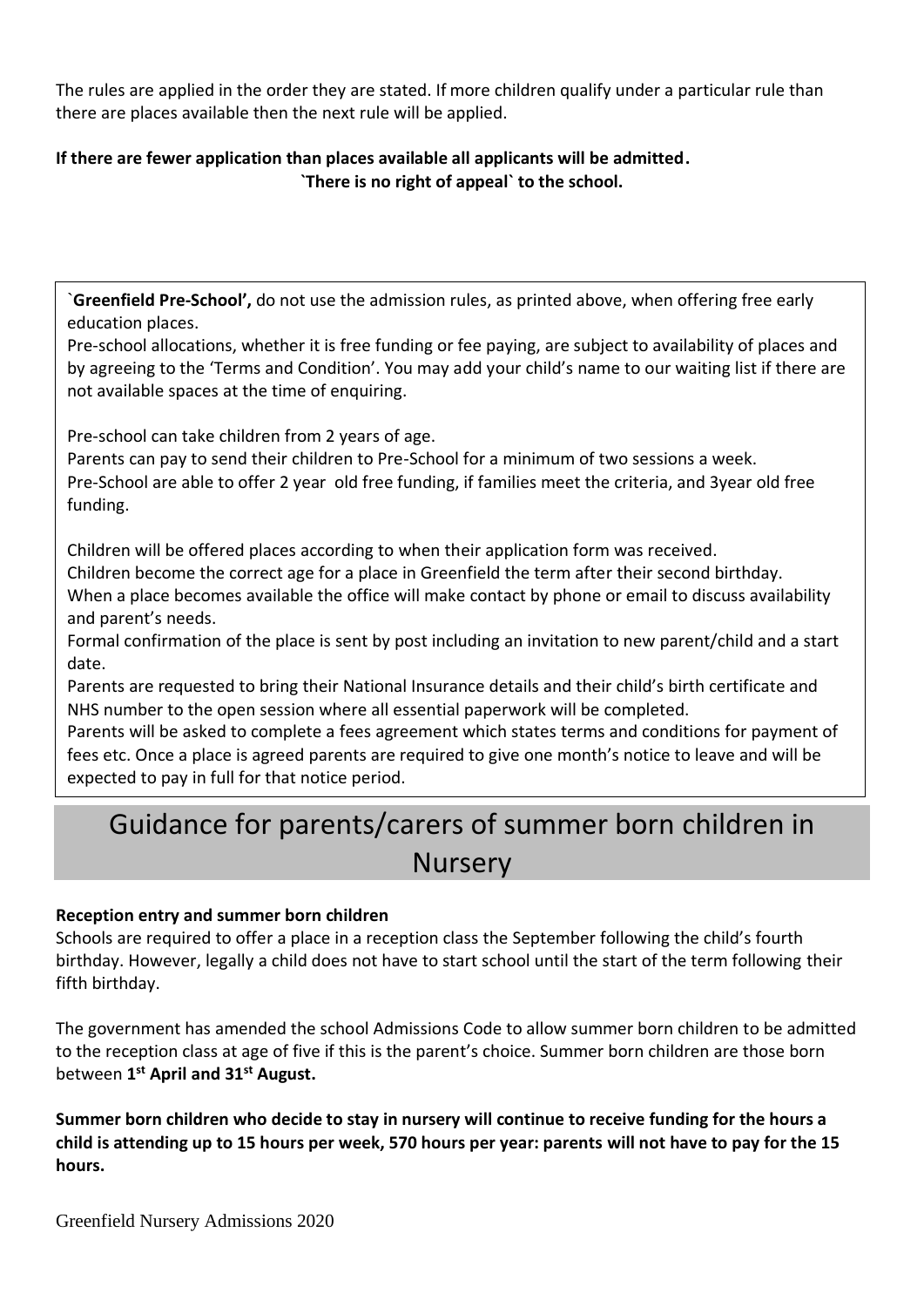The rules are applied in the order they are stated. If more children qualify under a particular rule than there are places available then the next rule will be applied.

**If there are fewer application than places available all applicants will be admitted.**
**`There is no right of appeal` to the school.**

**`Greenfield Pre-School',** do not use the admission rules, as printed above, when offering free early education places.
Pre-school allocations, whether it is free funding or fee paying, are subject to availability of places and by agreeing to the 'Terms and Condition'. You may add your child's name to our waiting list if there are not available spaces at the time of enquiring.

Pre-school can take children from 2 years of age.
Parents can pay to send their children to Pre-School for a minimum of two sessions a week.
Pre-School are able to offer 2 year old free funding, if families meet the criteria, and 3year old free funding.

Children will be offered places according to when their application form was received.
Children become the correct age for a place in Greenfield the term after their second birthday.
When a place becomes available the office will make contact by phone or email to discuss availability and parent's needs.
Formal confirmation of the place is sent by post including an invitation to new parent/child and a start date.
Parents are requested to bring their National Insurance details and their child's birth certificate and NHS number to the open session where all essential paperwork will be completed.
Parents will be asked to complete a fees agreement which states terms and conditions for payment of fees etc. Once a place is agreed parents are required to give one month's notice to leave and will be expected to pay in full for that notice period.

# Guidance for parents/carers of summer born children in Nursery

**Reception entry and summer born children**
Schools are required to offer a place in a reception class the September following the child's fourth birthday. However, legally a child does not have to start school until the start of the term following their fifth birthday.

The government has amended the school Admissions Code to allow summer born children to be admitted to the reception class at age of five if this is the parent's choice. Summer born children are those born between **1st April and 31st August.**

**Summer born children who decide to stay in nursery will continue to receive funding for the hours a child is attending up to 15 hours per week, 570 hours per year: parents will not have to pay for the 15 hours.**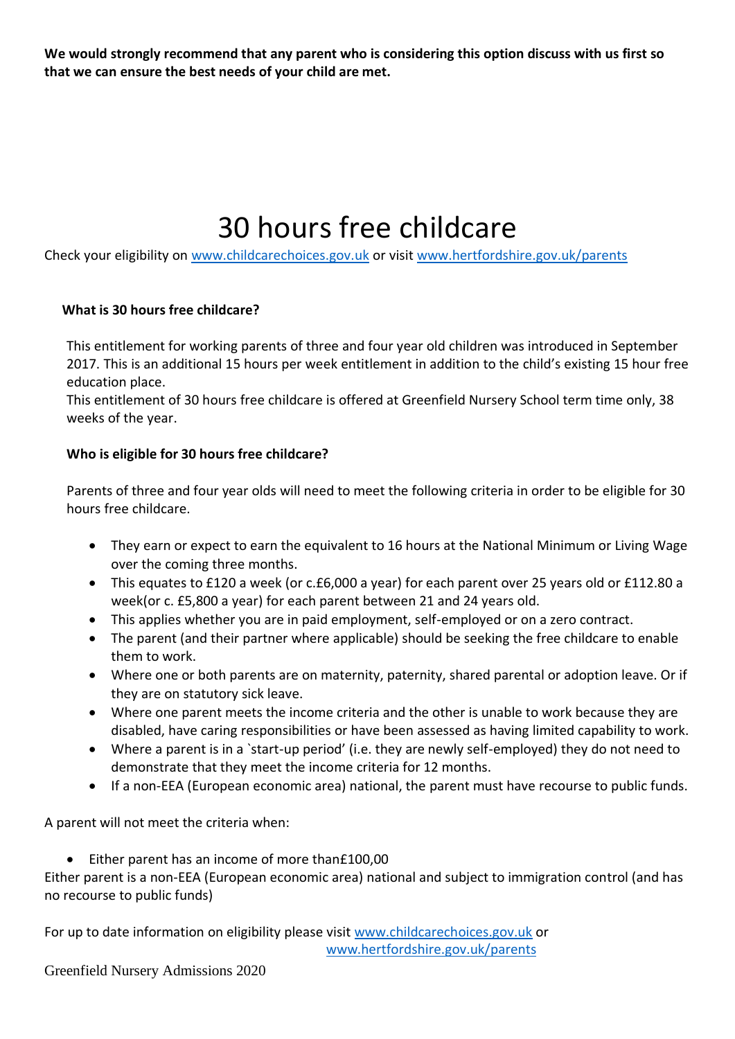**We would strongly recommend that any parent who is considering this option discuss with us first so that we can ensure the best needs of your child are met.**

# 30 hours free childcare

Check your eligibility on www.childcarechoices.gov.uk or visit www.hertfordshire.gov.uk/parents

**What is 30 hours free childcare?**

This entitlement for working parents of three and four year old children was introduced in September 2017. This is an additional 15 hours per week entitlement in addition to the child's existing 15 hour free education place.
This entitlement of 30 hours free childcare is offered at Greenfield Nursery School term time only, 38 weeks of the year.

**Who is eligible for 30 hours free childcare?**

Parents of three and four year olds will need to meet the following criteria in order to be eligible for 30 hours free childcare.

- They earn or expect to earn the equivalent to 16 hours at the National Minimum or Living Wage over the coming three months.
- This equates to £120 a week (or c.£6,000 a year) for each parent over 25 years old or £112.80 a week(or c. £5,800 a year) for each parent between 21 and 24 years old.
- This applies whether you are in paid employment, self-employed or on a zero contract.
- The parent (and their partner where applicable) should be seeking the free childcare to enable them to work.
- Where one or both parents are on maternity, paternity, shared parental or adoption leave. Or if they are on statutory sick leave.
- Where one parent meets the income criteria and the other is unable to work because they are disabled, have caring responsibilities or have been assessed as having limited capability to work.
- Where a parent is in a `start-up period' (i.e. they are newly self-employed) they do not need to demonstrate that they meet the income criteria for 12 months.
- If a non-EEA (European economic area) national, the parent must have recourse to public funds.

A parent will not meet the criteria when:

- Either parent has an income of more than£100,00

Either parent is a non-EEA (European economic area) national and subject to immigration control (and has no recourse to public funds)

For up to date information on eligibility please visit www.childcarechoices.gov.uk or www.hertfordshire.gov.uk/parents

Greenfield Nursery Admissions 2020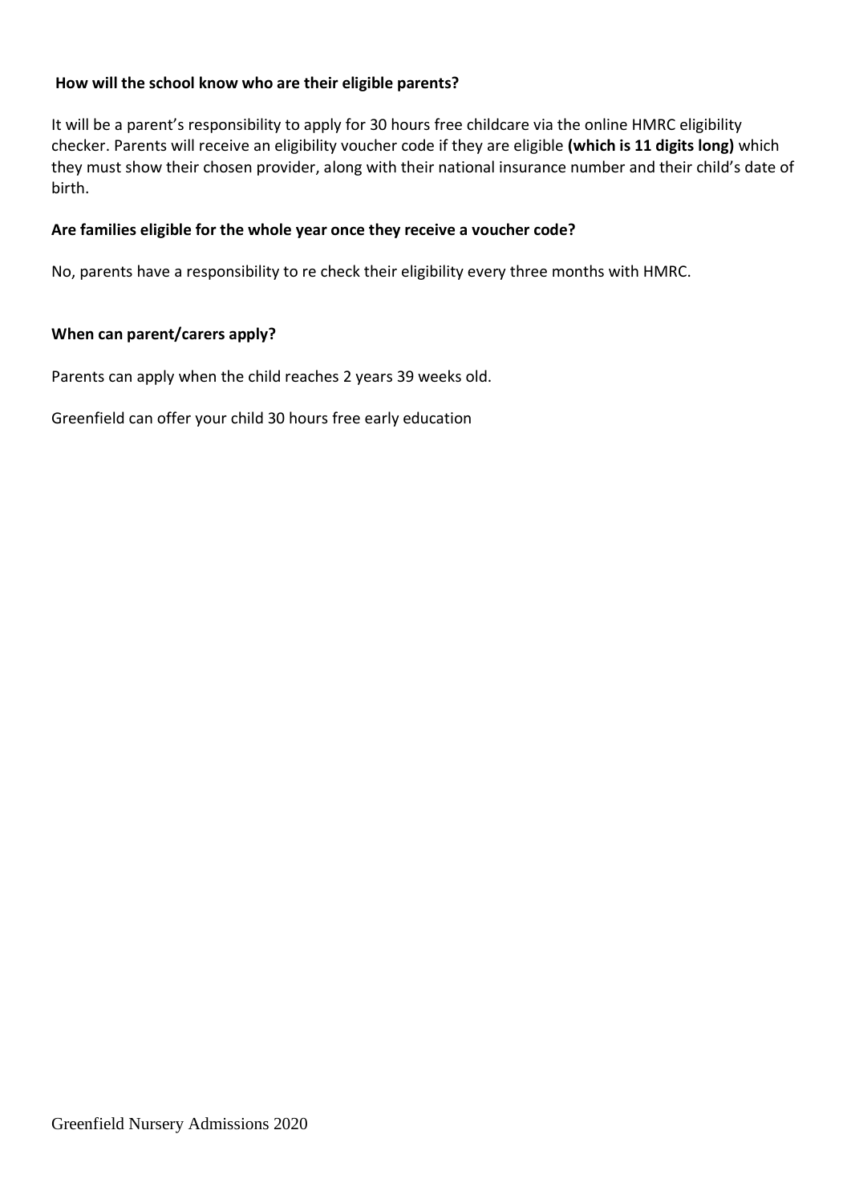**How will the school know who are their eligible parents?**

It will be a parent's responsibility to apply for 30 hours free childcare via the online HMRC eligibility checker. Parents will receive an eligibility voucher code if they are eligible **(which is 11 digits long)** which they must show their chosen provider, along with their national insurance number and their child's date of birth.

**Are families eligible for the whole year once they receive a voucher code?**

No, parents have a responsibility to re check their eligibility every three months with HMRC.

**When can parent/carers apply?**

Parents can apply when the child reaches 2 years 39 weeks old.

Greenfield can offer your child 30 hours free early education